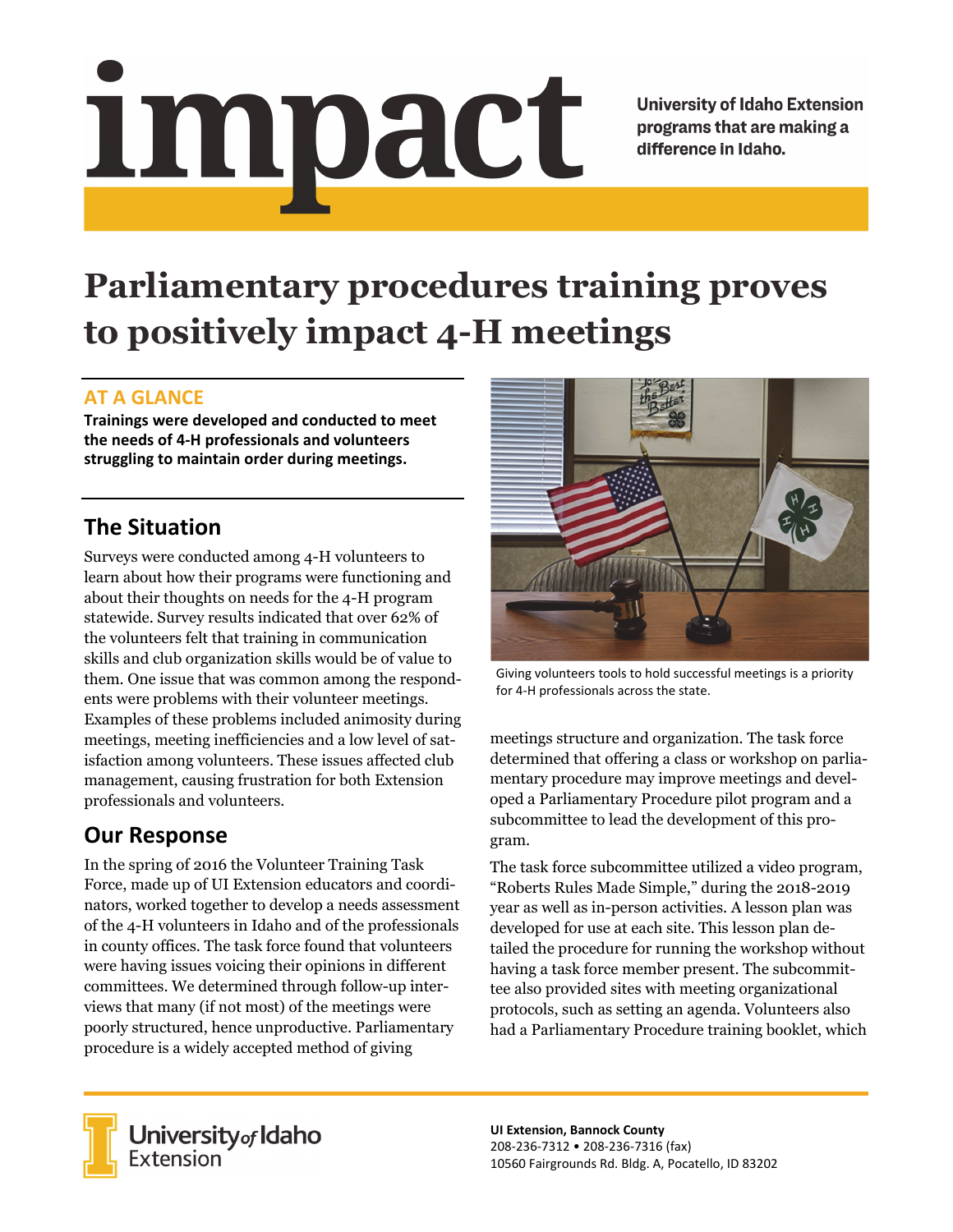# impact

**University of Idaho Extension programs that are making a difference in Idaho.**

# Parliamentary procedures training proves to positively impact 4-H meetings

## AT A GLANCE

**Trainings were developed and conducted to meet the needs of 4-H professionals and volunteers struggling to maintain order during meetings.**

## The Situation

Surveys were conducted among 4-H volunteers to learn about how their programs were functioning and about their thoughts on needs for the 4-H program statewide. Survey results indicated that over 62% of the volunteers felt that training in communication skills and club organization skills would be of value to them. One issue that was common among the respondents were problems with their volunteer meetings. Examples of these problems included animosity during meetings, meeting inefficiencies and a low level of satisfaction among volunteers. These issues affected club management, causing frustration for both Extension professionals and volunteers.

## Our Response

In the spring of 2016 the Volunteer Training Task Force, made up of UI Extension educators and coordinators, worked together to develop a needs assessment of the 4-H volunteers in Idaho and of the professionals in county offices. The task force found that volunteers were having issues voicing their opinions in different committees. We determined through follow-up interviews that many (if not most) of the meetings were poorly structured, hence unproductive. Parliamentary procedure is a widely accepted method of giving meetings structure and organization. The task force determined that offering a class or workshop on parliamentary procedure may improve meetings and developed a Parliamentary Procedure pilot program and a subcommittee to lead the development of this program.

Giving volunteers tools to hold successful meetings is a priority for 4-H professionals across the state.

The task force subcommittee utilized a video program, "Roberts Rules Made Simple," during the 2018-2019 year as well as in-person activities. A lesson plan was developed for use at each site. This lesson plan detailed the procedure for running the workshop without having a task force member present. The subcommittee also provided sites with meeting organizational protocols, such as setting an agenda. Volunteers also had a Parliamentary Procedure training booklet, which

University of Idaho Extension

**UI Extension, Bannock County**
208-236-7312 • 208-236-7316 (fax)
10560 Fairgrounds Rd. Bldg. A, Pocatello, ID 83202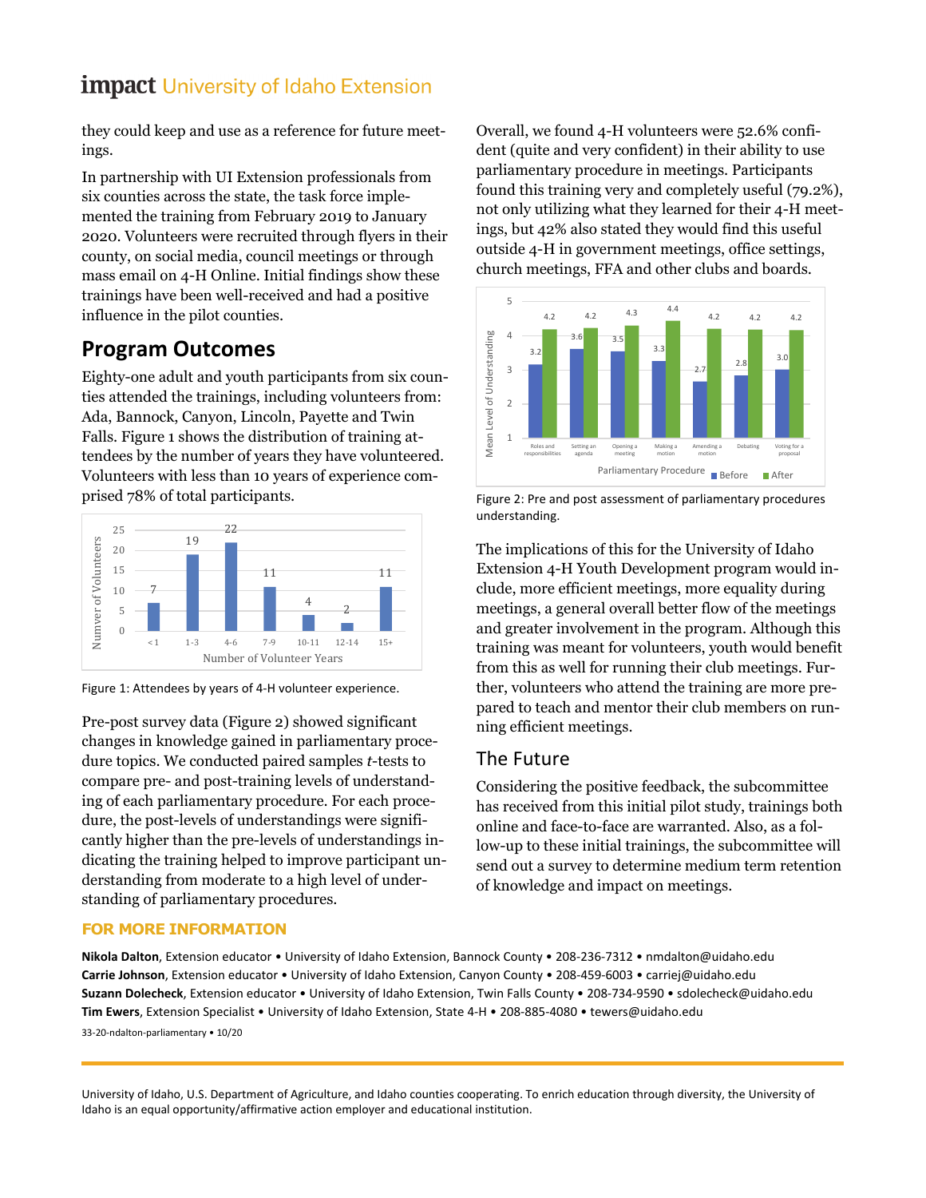they could keep and use as a reference for future meetings.

In partnership with UI Extension professionals from six counties across the state, the task force implemented the training from February 2019 to January 2020. Volunteers were recruited through flyers in their county, on social media, council meetings or through mass email on 4-H Online. Initial findings show these trainings have been well-received and had a positive influence in the pilot counties.

## Program Outcomes

Eighty-one adult and youth participants from six counties attended the trainings, including volunteers from: Ada, Bannock, Canyon, Lincoln, Payette and Twin Falls. Figure 1 shows the distribution of training attendees by the number of years they have volunteered. Volunteers with less than 10 years of experience comprised 78% of total participants.

Numver of Volunteers
25
20
15
10
5
0
7
19
22
11
4
2
11
< 1
1-3
4-6
7-9
10-11
12-14
15+
Number of Volunteer Years

Figure 1: Attendees by years of 4-H volunteer experience.

Pre-post survey data (Figure 2) showed significant changes in knowledge gained in parliamentary procedure topics. We conducted paired samples *t*-tests to compare pre- and post-training levels of understanding of each parliamentary procedure. For each procedure, the post-levels of understandings were significantly higher than the pre-levels of understandings indicating the training helped to improve participant understanding from moderate to a high level of understanding of parliamentary procedures.

Overall, we found 4-H volunteers were 52.6% confident (quite and very confident) in their ability to use parliamentary procedure in meetings. Participants found this training very and completely useful (79.2%), not only utilizing what they learned for their 4-H meetings, but 42% also stated they would find this useful outside 4-H in government meetings, office settings, church meetings, FFA and other clubs and boards.

Mean Level of Understanding
5
4
3
2
1
3.2
4.2
3.6
4.2
3.5
4.3
3.3
4.4
2.7
4.2
2.8
4.2
3.0
4.2
Roles and responsibilities
Setting an agenda
Opening a meeting
Making a motion
Amending a motion
Debating
Voting for a proposal
Parliamentary Procedure
Before
After

Figure 2: Pre and post assessment of parliamentary procedures understanding.

The implications of this for the University of Idaho Extension 4-H Youth Development program would include, more efficient meetings, more equality during meetings, a general overall better flow of the meetings and greater involvement in the program. Although this training was meant for volunteers, youth would benefit from this as well for running their club meetings. Further, volunteers who attend the training are more prepared to teach and mentor their club members on running efficient meetings.

## The Future

Considering the positive feedback, the subcommittee has received from this initial pilot study, trainings both online and face-to-face are warranted. Also, as a follow-up to these initial trainings, the subcommittee will send out a survey to determine medium term retention of knowledge and impact on meetings.

### FOR MORE INFORMATION

**Nikola Dalton**, Extension educator • University of Idaho Extension, Bannock County • 208-236-7312 • nmdalton@uidaho.edu
**Carrie Johnson**, Extension educator • University of Idaho Extension, Canyon County • 208-459-6003 • carriej@uidaho.edu
**Suzann Dolecheck**, Extension educator • University of Idaho Extension, Twin Falls County • 208-734-9590 • sdolecheck@uidaho.edu
**Tim Ewers**, Extension Specialist • University of Idaho Extension, State 4-H • 208-885-4080 • tewers@uidaho.edu

33-20-ndalton-parliamentary • 10/20

University of Idaho, U.S. Department of Agriculture, and Idaho counties cooperating. To enrich education through diversity, the University of Idaho is an equal opportunity/affirmative action employer and educational institution.